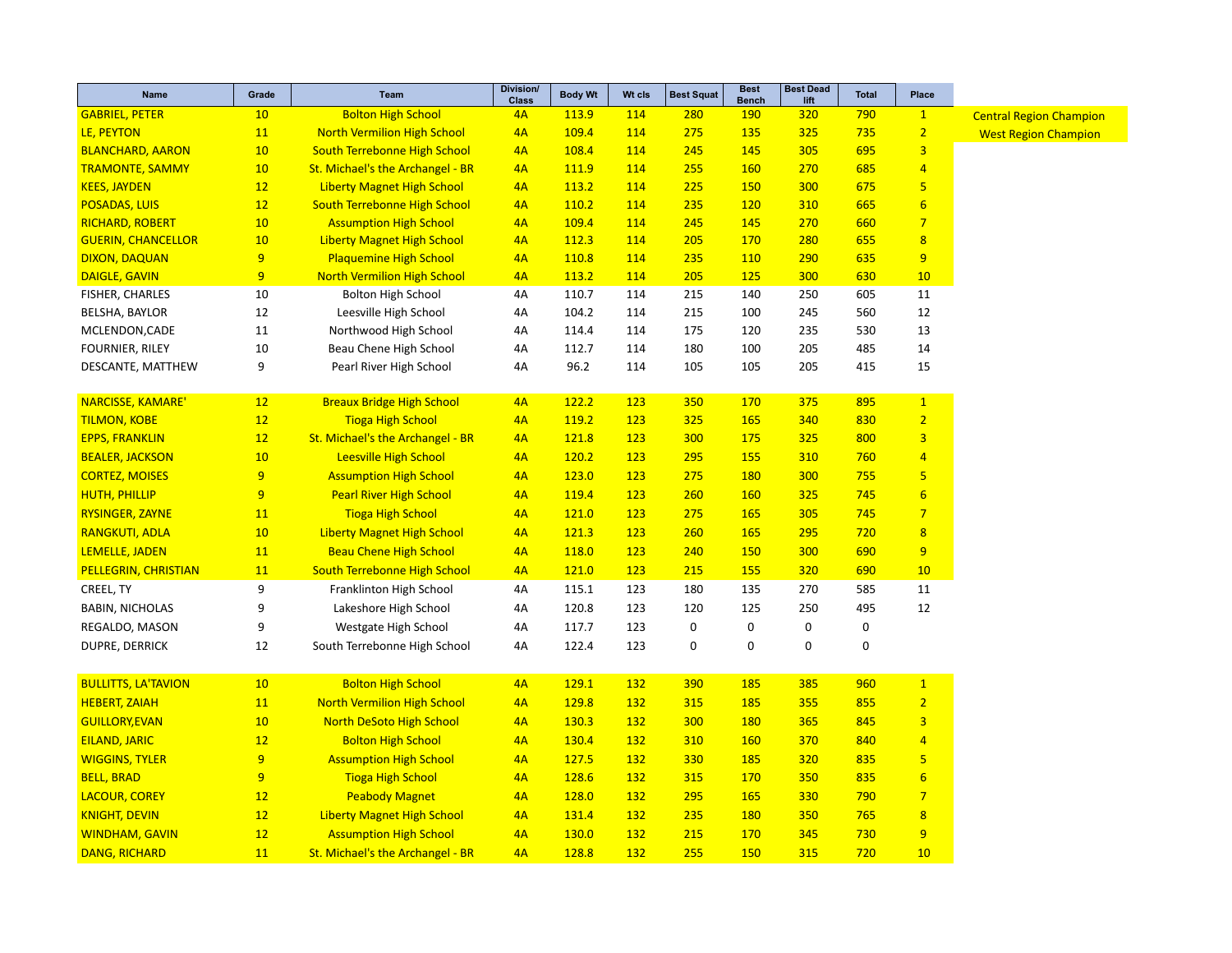| Name | Grade | Team | Division/ Class | Body Wt | Wt cls | Best Squat | Best Bench | Best Dead lift | Total | Place |
|---|---|---|---|---|---|---|---|---|---|---|
| GABRIEL, PETER | 10 | Bolton High School | 4A | 113.9 | 114 | 280 | 190 | 320 | 790 | 1 |
| LE, PEYTON | 11 | North Vermilion High School | 4A | 109.4 | 114 | 275 | 135 | 325 | 735 | 2 |
| BLANCHARD, AARON | 10 | South Terrebonne High School | 4A | 108.4 | 114 | 245 | 145 | 305 | 695 | 3 |
| TRAMONTE, SAMMY | 10 | St. Michael's the Archangel - BR | 4A | 111.9 | 114 | 255 | 160 | 270 | 685 | 4 |
| KEES, JAYDEN | 12 | Liberty Magnet High School | 4A | 113.2 | 114 | 225 | 150 | 300 | 675 | 5 |
| POSADAS, LUIS | 12 | South Terrebonne High School | 4A | 110.2 | 114 | 235 | 120 | 310 | 665 | 6 |
| RICHARD, ROBERT | 10 | Assumption High School | 4A | 109.4 | 114 | 245 | 145 | 270 | 660 | 7 |
| GUERIN, CHANCELLOR | 10 | Liberty Magnet High School | 4A | 112.3 | 114 | 205 | 170 | 280 | 655 | 8 |
| DIXON, DAQUAN | 9 | Plaquemine High School | 4A | 110.8 | 114 | 235 | 110 | 290 | 635 | 9 |
| DAIGLE, GAVIN | 9 | North Vermilion High School | 4A | 113.2 | 114 | 205 | 125 | 300 | 630 | 10 |
| FISHER, CHARLES | 10 | Bolton High School | 4A | 110.7 | 114 | 215 | 140 | 250 | 605 | 11 |
| BELSHA, BAYLOR | 12 | Leesville High School | 4A | 104.2 | 114 | 215 | 100 | 245 | 560 | 12 |
| MCLENDON,CADE | 11 | Northwood High School | 4A | 114.4 | 114 | 175 | 120 | 235 | 530 | 13 |
| FOURNIER, RILEY | 10 | Beau Chene High School | 4A | 112.7 | 114 | 180 | 100 | 205 | 485 | 14 |
| DESCANTE, MATTHEW | 9 | Pearl River High School | 4A | 96.2 | 114 | 105 | 105 | 205 | 415 | 15 |
| | | | | | | | | | | |
| NARCISSE, KAMARE' | 12 | Breaux Bridge High School | 4A | 122.2 | 123 | 350 | 170 | 375 | 895 | 1 |
| TILMON, KOBE | 12 | Tioga High School | 4A | 119.2 | 123 | 325 | 165 | 340 | 830 | 2 |
| EPPS, FRANKLIN | 12 | St. Michael's the Archangel - BR | 4A | 121.8 | 123 | 300 | 175 | 325 | 800 | 3 |
| BEALER, JACKSON | 10 | Leesville High School | 4A | 120.2 | 123 | 295 | 155 | 310 | 760 | 4 |
| CORTEZ, MOISES | 9 | Assumption High School | 4A | 123.0 | 123 | 275 | 180 | 300 | 755 | 5 |
| HUTH, PHILLIP | 9 | Pearl River High School | 4A | 119.4 | 123 | 260 | 160 | 325 | 745 | 6 |
| RYSINGER, ZAYNE | 11 | Tioga High School | 4A | 121.0 | 123 | 275 | 165 | 305 | 745 | 7 |
| RANGKUTI, ADLA | 10 | Liberty Magnet High School | 4A | 121.3 | 123 | 260 | 165 | 295 | 720 | 8 |
| LEMELLE, JADEN | 11 | Beau Chene High School | 4A | 118.0 | 123 | 240 | 150 | 300 | 690 | 9 |
| PELLEGRIN, CHRISTIAN | 11 | South Terrebonne High School | 4A | 121.0 | 123 | 215 | 155 | 320 | 690 | 10 |
| CREEL, TY | 9 | Franklinton High School | 4A | 115.1 | 123 | 180 | 135 | 270 | 585 | 11 |
| BABIN, NICHOLAS | 9 | Lakeshore High School | 4A | 120.8 | 123 | 120 | 125 | 250 | 495 | 12 |
| REGALDO, MASON | 9 | Westgate High School | 4A | 117.7 | 123 | 0 | 0 | 0 | 0 | |
| DUPRE, DERRICK | 12 | South Terrebonne High School | 4A | 122.4 | 123 | 0 | 0 | 0 | 0 | |
| | | | | | | | | | | |
| BULLITTS, LA'TAVION | 10 | Bolton High School | 4A | 129.1 | 132 | 390 | 185 | 385 | 960 | 1 |
| HEBERT, ZAIAH | 11 | North Vermilion High School | 4A | 129.8 | 132 | 315 | 185 | 355 | 855 | 2 |
| GUILLORY,EVAN | 10 | North DeSoto High School | 4A | 130.3 | 132 | 300 | 180 | 365 | 845 | 3 |
| EILAND, JARIC | 12 | Bolton High School | 4A | 130.4 | 132 | 310 | 160 | 370 | 840 | 4 |
| WIGGINS, TYLER | 9 | Assumption High School | 4A | 127.5 | 132 | 330 | 185 | 320 | 835 | 5 |
| BELL, BRAD | 9 | Tioga High School | 4A | 128.6 | 132 | 315 | 170 | 350 | 835 | 6 |
| LACOUR, COREY | 12 | Peabody Magnet | 4A | 128.0 | 132 | 295 | 165 | 330 | 790 | 7 |
| KNIGHT, DEVIN | 12 | Liberty Magnet High School | 4A | 131.4 | 132 | 235 | 180 | 350 | 765 | 8 |
| WINDHAM, GAVIN | 12 | Assumption High School | 4A | 130.0 | 132 | 215 | 170 | 345 | 730 | 9 |
| DANG, RICHARD | 11 | St. Michael's the Archangel - BR | 4A | 128.8 | 132 | 255 | 150 | 315 | 720 | 10 |

Central Region Champion

West Region Champion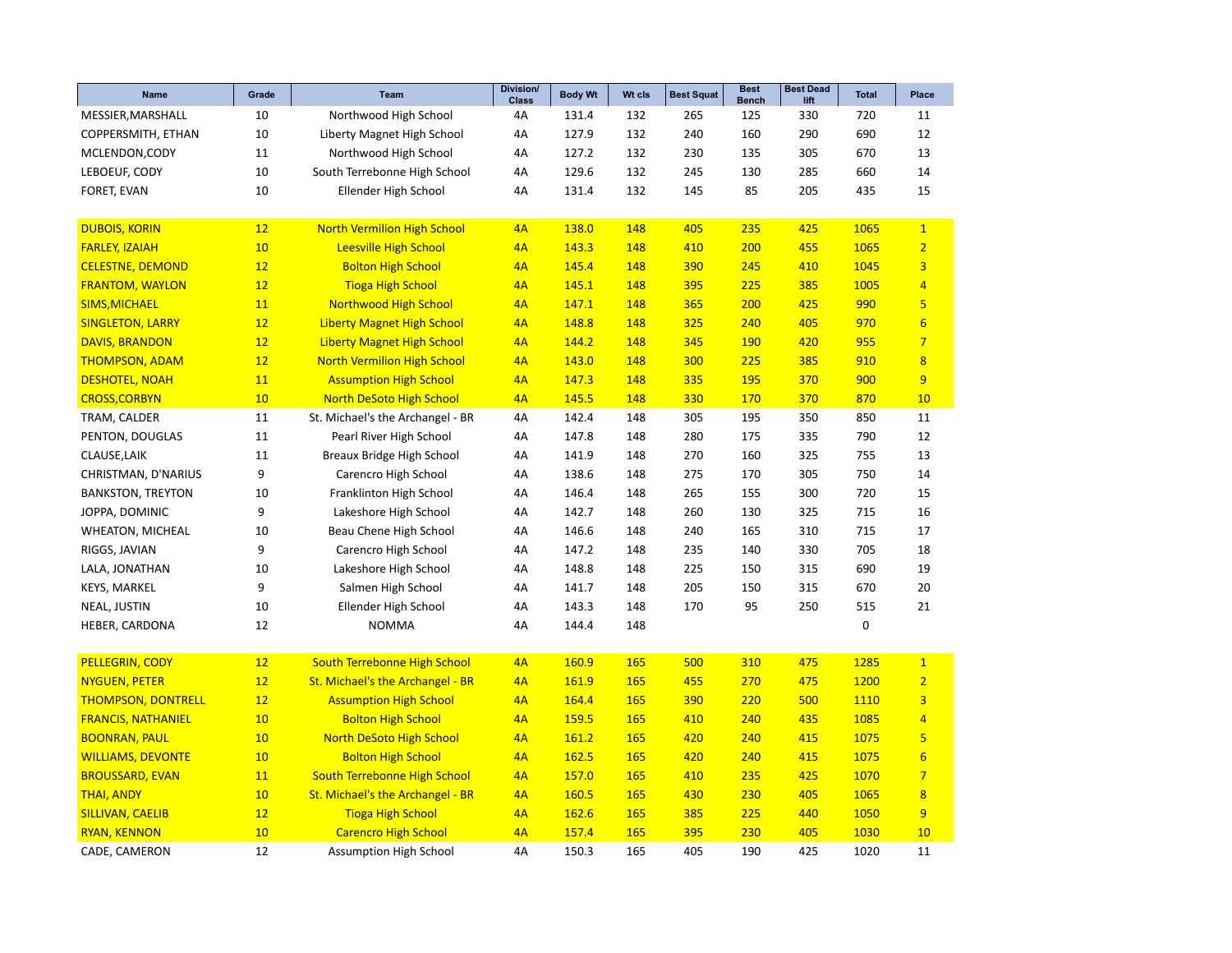| Name | Grade | Team | Division/ Class | Body Wt | Wt cls | Best Squat | Best Bench | Best Dead lift | Total | Place |
|---|---|---|---|---|---|---|---|---|---|---|
| MESSIER,MARSHALL | 10 | Northwood High School | 4A | 131.4 | 132 | 265 | 125 | 330 | 720 | 11 |
| COPPERSMITH, ETHAN | 10 | Liberty Magnet High School | 4A | 127.9 | 132 | 240 | 160 | 290 | 690 | 12 |
| MCLENDON,CODY | 11 | Northwood High School | 4A | 127.2 | 132 | 230 | 135 | 305 | 670 | 13 |
| LEBOEUF, CODY | 10 | South Terrebonne High School | 4A | 129.6 | 132 | 245 | 130 | 285 | 660 | 14 |
| FORET, EVAN | 10 | Ellender High School | 4A | 131.4 | 132 | 145 | 85 | 205 | 435 | 15 |
| | | | | | | | | | | |
| DUBOIS, KORIN | 12 | North Vermilion High School | 4A | 138.0 | 148 | 405 | 235 | 425 | 1065 | 1 |
| FARLEY, IZAIAH | 10 | Leesville High School | 4A | 143.3 | 148 | 410 | 200 | 455 | 1065 | 2 |
| CELESTNE, DEMOND | 12 | Bolton High School | 4A | 145.4 | 148 | 390 | 245 | 410 | 1045 | 3 |
| FRANTOM, WAYLON | 12 | Tioga High School | 4A | 145.1 | 148 | 395 | 225 | 385 | 1005 | 4 |
| SIMS,MICHAEL | 11 | Northwood High School | 4A | 147.1 | 148 | 365 | 200 | 425 | 990 | 5 |
| SINGLETON, LARRY | 12 | Liberty Magnet High School | 4A | 148.8 | 148 | 325 | 240 | 405 | 970 | 6 |
| DAVIS, BRANDON | 12 | Liberty Magnet High School | 4A | 144.2 | 148 | 345 | 190 | 420 | 955 | 7 |
| THOMPSON, ADAM | 12 | North Vermilion High School | 4A | 143.0 | 148 | 300 | 225 | 385 | 910 | 8 |
| DESHOTEL, NOAH | 11 | Assumption High School | 4A | 147.3 | 148 | 335 | 195 | 370 | 900 | 9 |
| CROSS,CORBYN | 10 | North DeSoto High School | 4A | 145.5 | 148 | 330 | 170 | 370 | 870 | 10 |
| TRAM, CALDER | 11 | St. Michael's the Archangel - BR | 4A | 142.4 | 148 | 305 | 195 | 350 | 850 | 11 |
| PENTON, DOUGLAS | 11 | Pearl River High School | 4A | 147.8 | 148 | 280 | 175 | 335 | 790 | 12 |
| CLAUSE,LAIK | 11 | Breaux Bridge High School | 4A | 141.9 | 148 | 270 | 160 | 325 | 755 | 13 |
| CHRISTMAN, D'NARIUS | 9 | Carencro High School | 4A | 138.6 | 148 | 275 | 170 | 305 | 750 | 14 |
| BANKSTON, TREYTON | 10 | Franklinton High School | 4A | 146.4 | 148 | 265 | 155 | 300 | 720 | 15 |
| JOPPA, DOMINIC | 9 | Lakeshore High School | 4A | 142.7 | 148 | 260 | 130 | 325 | 715 | 16 |
| WHEATON, MICHEAL | 10 | Beau Chene High School | 4A | 146.6 | 148 | 240 | 165 | 310 | 715 | 17 |
| RIGGS, JAVIAN | 9 | Carencro High School | 4A | 147.2 | 148 | 235 | 140 | 330 | 705 | 18 |
| LALA, JONATHAN | 10 | Lakeshore High School | 4A | 148.8 | 148 | 225 | 150 | 315 | 690 | 19 |
| KEYS, MARKEL | 9 | Salmen High School | 4A | 141.7 | 148 | 205 | 150 | 315 | 670 | 20 |
| NEAL, JUSTIN | 10 | Ellender High School | 4A | 143.3 | 148 | 170 | 95 | 250 | 515 | 21 |
| HEBER, CARDONA | 12 | NOMMA | 4A | 144.4 | 148 | | | | 0 | |
| | | | | | | | | | | |
| PELLEGRIN, CODY | 12 | South Terrebonne High School | 4A | 160.9 | 165 | 500 | 310 | 475 | 1285 | 1 |
| NYGUEN, PETER | 12 | St. Michael's the Archangel - BR | 4A | 161.9 | 165 | 455 | 270 | 475 | 1200 | 2 |
| THOMPSON, DONTRELL | 12 | Assumption High School | 4A | 164.4 | 165 | 390 | 220 | 500 | 1110 | 3 |
| FRANCIS, NATHANIEL | 10 | Bolton High School | 4A | 159.5 | 165 | 410 | 240 | 435 | 1085 | 4 |
| BOONRAN, PAUL | 10 | North DeSoto High School | 4A | 161.2 | 165 | 420 | 240 | 415 | 1075 | 5 |
| WILLIAMS, DEVONTE | 10 | Bolton High School | 4A | 162.5 | 165 | 420 | 240 | 415 | 1075 | 6 |
| BROUSSARD, EVAN | 11 | South Terrebonne High School | 4A | 157.0 | 165 | 410 | 235 | 425 | 1070 | 7 |
| THAI, ANDY | 10 | St. Michael's the Archangel - BR | 4A | 160.5 | 165 | 430 | 230 | 405 | 1065 | 8 |
| SILLIVAN, CAELIB | 12 | Tioga High School | 4A | 162.6 | 165 | 385 | 225 | 440 | 1050 | 9 |
| RYAN, KENNON | 10 | Carencro High School | 4A | 157.4 | 165 | 395 | 230 | 405 | 1030 | 10 |
| CADE, CAMERON | 12 | Assumption High School | 4A | 150.3 | 165 | 405 | 190 | 425 | 1020 | 11 |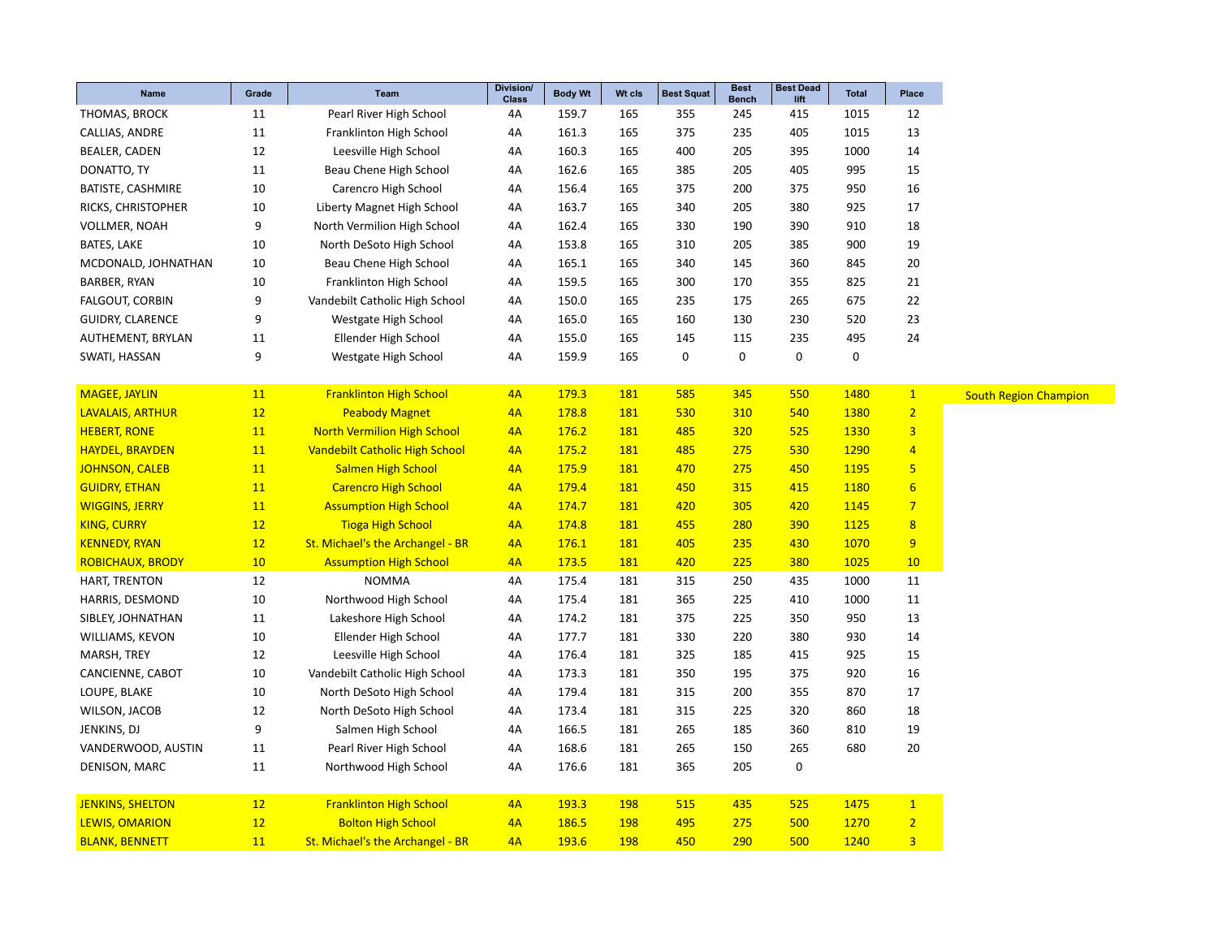| Name | Grade | Team | Division/ Class | Body Wt | Wt cls | Best Squat | Best Bench | Best Dead lift | Total | Place | |
|---|---|---|---|---|---|---|---|---|---|---|---|
| THOMAS, BROCK | 11 | Pearl River High School | 4A | 159.7 | 165 | 355 | 245 | 415 | 1015 | 12 | |
| CALLIAS, ANDRE | 11 | Franklinton High School | 4A | 161.3 | 165 | 375 | 235 | 405 | 1015 | 13 | |
| BEALER, CADEN | 12 | Leesville High School | 4A | 160.3 | 165 | 400 | 205 | 395 | 1000 | 14 | |
| DONATTO, TY | 11 | Beau Chene High School | 4A | 162.6 | 165 | 385 | 205 | 405 | 995 | 15 | |
| BATISTE, CASHMIRE | 10 | Carencro High School | 4A | 156.4 | 165 | 375 | 200 | 375 | 950 | 16 | |
| RICKS, CHRISTOPHER | 10 | Liberty Magnet High School | 4A | 163.7 | 165 | 340 | 205 | 380 | 925 | 17 | |
| VOLLMER, NOAH | 9 | North Vermilion High School | 4A | 162.4 | 165 | 330 | 190 | 390 | 910 | 18 | |
| BATES, LAKE | 10 | North DeSoto High School | 4A | 153.8 | 165 | 310 | 205 | 385 | 900 | 19 | |
| MCDONALD, JOHNATHAN | 10 | Beau Chene High School | 4A | 165.1 | 165 | 340 | 145 | 360 | 845 | 20 | |
| BARBER, RYAN | 10 | Franklinton High School | 4A | 159.5 | 165 | 300 | 170 | 355 | 825 | 21 | |
| FALGOUT, CORBIN | 9 | Vandebilt Catholic High School | 4A | 150.0 | 165 | 235 | 175 | 265 | 675 | 22 | |
| GUIDRY, CLARENCE | 9 | Westgate High School | 4A | 165.0 | 165 | 160 | 130 | 230 | 520 | 23 | |
| AUTHEMENT, BRYLAN | 11 | Ellender High School | 4A | 155.0 | 165 | 145 | 115 | 235 | 495 | 24 | |
| SWATI, HASSAN | 9 | Westgate High School | 4A | 159.9 | 165 | 0 | 0 | 0 | 0 | | |
| | | | | | | | | | | | |
| MAGEE, JAYLIN | 11 | Franklinton High School | 4A | 179.3 | 181 | 585 | 345 | 550 | 1480 | 1 | South Region Champion |
| LAVALAIS, ARTHUR | 12 | Peabody Magnet | 4A | 178.8 | 181 | 530 | 310 | 540 | 1380 | 2 | |
| HEBERT, RONE | 11 | North Vermilion High School | 4A | 176.2 | 181 | 485 | 320 | 525 | 1330 | 3 | |
| HAYDEL, BRAYDEN | 11 | Vandebilt Catholic High School | 4A | 175.2 | 181 | 485 | 275 | 530 | 1290 | 4 | |
| JOHNSON, CALEB | 11 | Salmen High School | 4A | 175.9 | 181 | 470 | 275 | 450 | 1195 | 5 | |
| GUIDRY, ETHAN | 11 | Carencro High School | 4A | 179.4 | 181 | 450 | 315 | 415 | 1180 | 6 | |
| WIGGINS, JERRY | 11 | Assumption High School | 4A | 174.7 | 181 | 420 | 305 | 420 | 1145 | 7 | |
| KING, CURRY | 12 | Tioga High School | 4A | 174.8 | 181 | 455 | 280 | 390 | 1125 | 8 | |
| KENNEDY, RYAN | 12 | St. Michael's the Archangel - BR | 4A | 176.1 | 181 | 405 | 235 | 430 | 1070 | 9 | |
| ROBICHAUX, BRODY | 10 | Assumption High School | 4A | 173.5 | 181 | 420 | 225 | 380 | 1025 | 10 | |
| HART, TRENTON | 12 | NOMMA | 4A | 175.4 | 181 | 315 | 250 | 435 | 1000 | 11 | |
| HARRIS, DESMOND | 10 | Northwood High School | 4A | 175.4 | 181 | 365 | 225 | 410 | 1000 | 11 | |
| SIBLEY, JOHNATHAN | 11 | Lakeshore High School | 4A | 174.2 | 181 | 375 | 225 | 350 | 950 | 13 | |
| WILLIAMS, KEVON | 10 | Ellender High School | 4A | 177.7 | 181 | 330 | 220 | 380 | 930 | 14 | |
| MARSH, TREY | 12 | Leesville High School | 4A | 176.4 | 181 | 325 | 185 | 415 | 925 | 15 | |
| CANCIENNE, CABOT | 10 | Vandebilt Catholic High School | 4A | 173.3 | 181 | 350 | 195 | 375 | 920 | 16 | |
| LOUPE, BLAKE | 10 | North DeSoto High School | 4A | 179.4 | 181 | 315 | 200 | 355 | 870 | 17 | |
| WILSON, JACOB | 12 | North DeSoto High School | 4A | 173.4 | 181 | 315 | 225 | 320 | 860 | 18 | |
| JENKINS, DJ | 9 | Salmen High School | 4A | 166.5 | 181 | 265 | 185 | 360 | 810 | 19 | |
| VANDERWOOD, AUSTIN | 11 | Pearl River High School | 4A | 168.6 | 181 | 265 | 150 | 265 | 680 | 20 | |
| DENISON, MARC | 11 | Northwood High School | 4A | 176.6 | 181 | 365 | 205 | 0 | | | |
| | | | | | | | | | | | |
| JENKINS, SHELTON | 12 | Franklinton High School | 4A | 193.3 | 198 | 515 | 435 | 525 | 1475 | 1 | |
| LEWIS, OMARION | 12 | Bolton High School | 4A | 186.5 | 198 | 495 | 275 | 500 | 1270 | 2 | |
| BLANK, BENNETT | 11 | St. Michael's the Archangel - BR | 4A | 193.6 | 198 | 450 | 290 | 500 | 1240 | 3 | |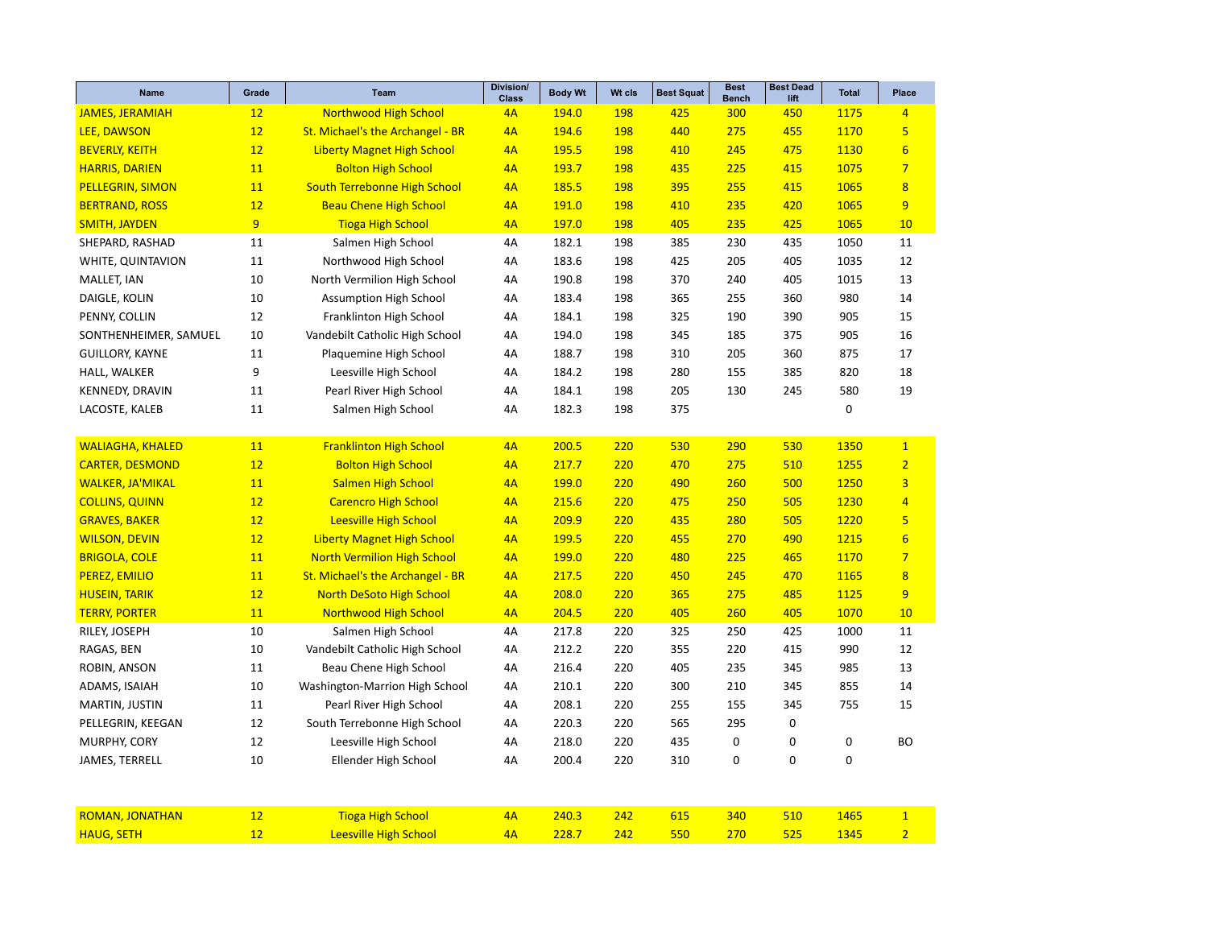| Name | Grade | Team | Division/ Class | Body Wt | Wt cls | Best Squat | Best Bench | Best Dead lift | Total | Place |
|---|---|---|---|---|---|---|---|---|---|---|
| JAMES, JERAMIAH | 12 | Northwood High School | 4A | 194.0 | 198 | 425 | 300 | 450 | 1175 | 4 |
| LEE, DAWSON | 12 | St. Michael's the Archangel - BR | 4A | 194.6 | 198 | 440 | 275 | 455 | 1170 | 5 |
| BEVERLY, KEITH | 12 | Liberty Magnet High School | 4A | 195.5 | 198 | 410 | 245 | 475 | 1130 | 6 |
| HARRIS, DARIEN | 11 | Bolton High School | 4A | 193.7 | 198 | 435 | 225 | 415 | 1075 | 7 |
| PELLEGRIN, SIMON | 11 | South Terrebonne High School | 4A | 185.5 | 198 | 395 | 255 | 415 | 1065 | 8 |
| BERTRAND, ROSS | 12 | Beau Chene High School | 4A | 191.0 | 198 | 410 | 235 | 420 | 1065 | 9 |
| SMITH, JAYDEN | 9 | Tioga High School | 4A | 197.0 | 198 | 405 | 235 | 425 | 1065 | 10 |
| SHEPARD, RASHAD | 11 | Salmen High School | 4A | 182.1 | 198 | 385 | 230 | 435 | 1050 | 11 |
| WHITE, QUINTAVION | 11 | Northwood High School | 4A | 183.6 | 198 | 425 | 205 | 405 | 1035 | 12 |
| MALLET, IAN | 10 | North Vermilion High School | 4A | 190.8 | 198 | 370 | 240 | 405 | 1015 | 13 |
| DAIGLE, KOLIN | 10 | Assumption High School | 4A | 183.4 | 198 | 365 | 255 | 360 | 980 | 14 |
| PENNY, COLLIN | 12 | Franklinton High School | 4A | 184.1 | 198 | 325 | 190 | 390 | 905 | 15 |
| SONTHENHEIMER, SAMUEL | 10 | Vandebilt Catholic High School | 4A | 194.0 | 198 | 345 | 185 | 375 | 905 | 16 |
| GUILLORY, KAYNE | 11 | Plaquemine High School | 4A | 188.7 | 198 | 310 | 205 | 360 | 875 | 17 |
| HALL, WALKER | 9 | Leesville High School | 4A | 184.2 | 198 | 280 | 155 | 385 | 820 | 18 |
| KENNEDY, DRAVIN | 11 | Pearl River High School | 4A | 184.1 | 198 | 205 | 130 | 245 | 580 | 19 |
| LACOSTE, KALEB | 11 | Salmen High School | 4A | 182.3 | 198 | 375 | | | 0 | |
| | | | | | | | | | | |
| WALIAGHA, KHALED | 11 | Franklinton High School | 4A | 200.5 | 220 | 530 | 290 | 530 | 1350 | 1 |
| CARTER, DESMOND | 12 | Bolton High School | 4A | 217.7 | 220 | 470 | 275 | 510 | 1255 | 2 |
| WALKER, JA'MIKAL | 11 | Salmen High School | 4A | 199.0 | 220 | 490 | 260 | 500 | 1250 | 3 |
| COLLINS, QUINN | 12 | Carencro High School | 4A | 215.6 | 220 | 475 | 250 | 505 | 1230 | 4 |
| GRAVES, BAKER | 12 | Leesville High School | 4A | 209.9 | 220 | 435 | 280 | 505 | 1220 | 5 |
| WILSON, DEVIN | 12 | Liberty Magnet High School | 4A | 199.5 | 220 | 455 | 270 | 490 | 1215 | 6 |
| BRIGOLA, COLE | 11 | North Vermilion High School | 4A | 199.0 | 220 | 480 | 225 | 465 | 1170 | 7 |
| PEREZ, EMILIO | 11 | St. Michael's the Archangel - BR | 4A | 217.5 | 220 | 450 | 245 | 470 | 1165 | 8 |
| HUSEIN, TARIK | 12 | North DeSoto High School | 4A | 208.0 | 220 | 365 | 275 | 485 | 1125 | 9 |
| TERRY, PORTER | 11 | Northwood High School | 4A | 204.5 | 220 | 405 | 260 | 405 | 1070 | 10 |
| RILEY, JOSEPH | 10 | Salmen High School | 4A | 217.8 | 220 | 325 | 250 | 425 | 1000 | 11 |
| RAGAS, BEN | 10 | Vandebilt Catholic High School | 4A | 212.2 | 220 | 355 | 220 | 415 | 990 | 12 |
| ROBIN, ANSON | 11 | Beau Chene High School | 4A | 216.4 | 220 | 405 | 235 | 345 | 985 | 13 |
| ADAMS, ISAIAH | 10 | Washington-Marrion High School | 4A | 210.1 | 220 | 300 | 210 | 345 | 855 | 14 |
| MARTIN, JUSTIN | 11 | Pearl River High School | 4A | 208.1 | 220 | 255 | 155 | 345 | 755 | 15 |
| PELLEGRIN, KEEGAN | 12 | South Terrebonne High School | 4A | 220.3 | 220 | 565 | 295 | 0 | | |
| MURPHY, CORY | 12 | Leesville High School | 4A | 218.0 | 220 | 435 | 0 | 0 | 0 | BO |
| JAMES, TERRELL | 10 | Ellender High School | 4A | 200.4 | 220 | 310 | 0 | 0 | 0 | |
| | | | | | | | | | | |
| ROMAN, JONATHAN | 12 | Tioga High School | 4A | 240.3 | 242 | 615 | 340 | 510 | 1465 | 1 |
| HAUG, SETH | 12 | Leesville High School | 4A | 228.7 | 242 | 550 | 270 | 525 | 1345 | 2 |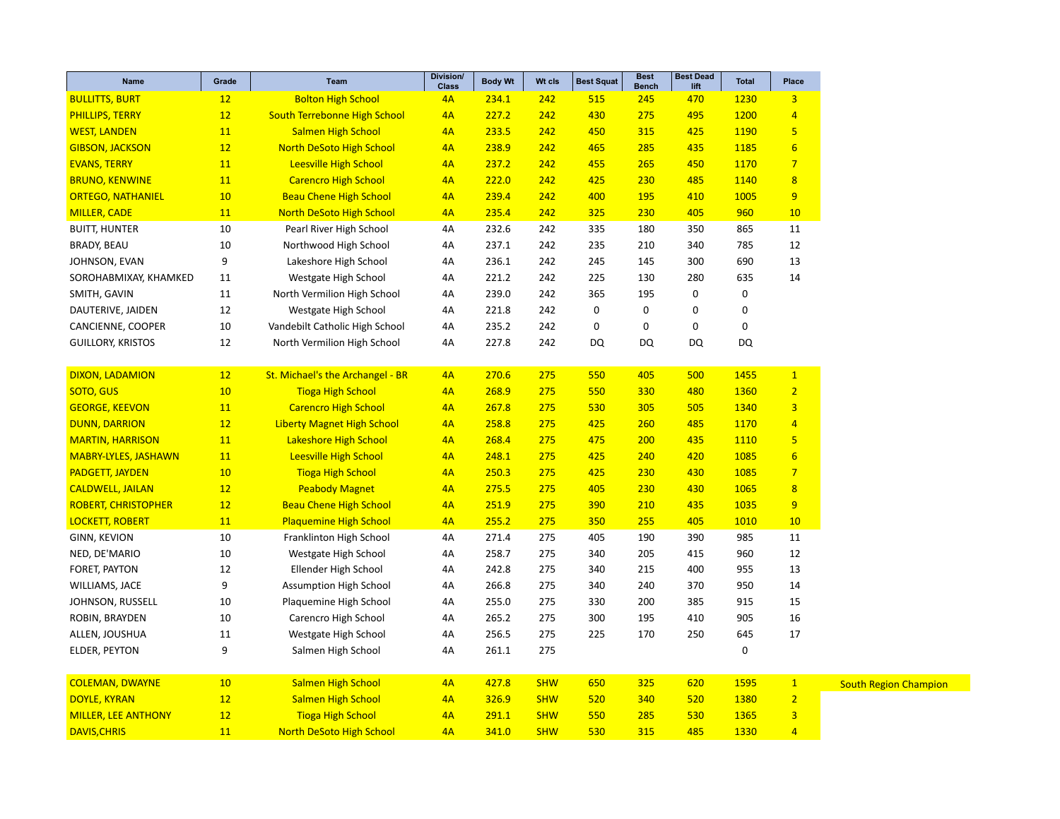| Name | Grade | Team | Division/ Class | Body Wt | Wt cls | Best Squat | Best Bench | Best Dead lift | Total | Place | |
|---|---|---|---|---|---|---|---|---|---|---|---|
| BULLITTS, BURT | 12 | Bolton High School | 4A | 234.1 | 242 | 515 | 245 | 470 | 1230 | 3 | |
| PHILLIPS, TERRY | 12 | South Terrebonne High School | 4A | 227.2 | 242 | 430 | 275 | 495 | 1200 | 4 | |
| WEST, LANDEN | 11 | Salmen High School | 4A | 233.5 | 242 | 450 | 315 | 425 | 1190 | 5 | |
| GIBSON, JACKSON | 12 | North DeSoto High School | 4A | 238.9 | 242 | 465 | 285 | 435 | 1185 | 6 | |
| EVANS, TERRY | 11 | Leesville High School | 4A | 237.2 | 242 | 455 | 265 | 450 | 1170 | 7 | |
| BRUNO, KENWINE | 11 | Carencro High School | 4A | 222.0 | 242 | 425 | 230 | 485 | 1140 | 8 | |
| ORTEGO, NATHANIEL | 10 | Beau Chene High School | 4A | 239.4 | 242 | 400 | 195 | 410 | 1005 | 9 | |
| MILLER, CADE | 11 | North DeSoto High School | 4A | 235.4 | 242 | 325 | 230 | 405 | 960 | 10 | |
| BUITT, HUNTER | 10 | Pearl River High School | 4A | 232.6 | 242 | 335 | 180 | 350 | 865 | 11 | |
| BRADY, BEAU | 10 | Northwood High School | 4A | 237.1 | 242 | 235 | 210 | 340 | 785 | 12 | |
| JOHNSON, EVAN | 9 | Lakeshore High School | 4A | 236.1 | 242 | 245 | 145 | 300 | 690 | 13 | |
| SOROHABMIXAY, KHAMKED | 11 | Westgate High School | 4A | 221.2 | 242 | 225 | 130 | 280 | 635 | 14 | |
| SMITH, GAVIN | 11 | North Vermilion High School | 4A | 239.0 | 242 | 365 | 195 | 0 | 0 | | |
| DAUTERIVE, JAIDEN | 12 | Westgate High School | 4A | 221.8 | 242 | 0 | 0 | 0 | 0 | | |
| CANCIENNE, COOPER | 10 | Vandebilt Catholic High School | 4A | 235.2 | 242 | 0 | 0 | 0 | 0 | | |
| GUILLORY, KRISTOS | 12 | North Vermilion High School | 4A | 227.8 | 242 | DQ | DQ | DQ | DQ | | |
| | | | | | | | | | | | |
| DIXON, LADAMION | 12 | St. Michael's the Archangel - BR | 4A | 270.6 | 275 | 550 | 405 | 500 | 1455 | 1 | |
| SOTO, GUS | 10 | Tioga High School | 4A | 268.9 | 275 | 550 | 330 | 480 | 1360 | 2 | |
| GEORGE, KEEVON | 11 | Carencro High School | 4A | 267.8 | 275 | 530 | 305 | 505 | 1340 | 3 | |
| DUNN, DARRION | 12 | Liberty Magnet High School | 4A | 258.8 | 275 | 425 | 260 | 485 | 1170 | 4 | |
| MARTIN, HARRISON | 11 | Lakeshore High School | 4A | 268.4 | 275 | 475 | 200 | 435 | 1110 | 5 | |
| MABRY-LYLES, JASHAWN | 11 | Leesville High School | 4A | 248.1 | 275 | 425 | 240 | 420 | 1085 | 6 | |
| PADGETT, JAYDEN | 10 | Tioga High School | 4A | 250.3 | 275 | 425 | 230 | 430 | 1085 | 7 | |
| CALDWELL, JAILAN | 12 | Peabody Magnet | 4A | 275.5 | 275 | 405 | 230 | 430 | 1065 | 8 | |
| ROBERT, CHRISTOPHER | 12 | Beau Chene High School | 4A | 251.9 | 275 | 390 | 210 | 435 | 1035 | 9 | |
| LOCKETT, ROBERT | 11 | Plaquemine High School | 4A | 255.2 | 275 | 350 | 255 | 405 | 1010 | 10 | |
| GINN, KEVION | 10 | Franklinton High School | 4A | 271.4 | 275 | 405 | 190 | 390 | 985 | 11 | |
| NED, DE'MARIO | 10 | Westgate High School | 4A | 258.7 | 275 | 340 | 205 | 415 | 960 | 12 | |
| FORET, PAYTON | 12 | Ellender High School | 4A | 242.8 | 275 | 340 | 215 | 400 | 955 | 13 | |
| WILLIAMS, JACE | 9 | Assumption High School | 4A | 266.8 | 275 | 340 | 240 | 370 | 950 | 14 | |
| JOHNSON, RUSSELL | 10 | Plaquemine High School | 4A | 255.0 | 275 | 330 | 200 | 385 | 915 | 15 | |
| ROBIN, BRAYDEN | 10 | Carencro High School | 4A | 265.2 | 275 | 300 | 195 | 410 | 905 | 16 | |
| ALLEN, JOUSHUA | 11 | Westgate High School | 4A | 256.5 | 275 | 225 | 170 | 250 | 645 | 17 | |
| ELDER, PEYTON | 9 | Salmen High School | 4A | 261.1 | 275 | | | | 0 | | |
| | | | | | | | | | | | |
| COLEMAN, DWAYNE | 10 | Salmen High School | 4A | 427.8 | SHW | 650 | 325 | 620 | 1595 | 1 | South Region Champion |
| DOYLE, KYRAN | 12 | Salmen High School | 4A | 326.9 | SHW | 520 | 340 | 520 | 1380 | 2 | |
| MILLER, LEE ANTHONY | 12 | Tioga High School | 4A | 291.1 | SHW | 550 | 285 | 530 | 1365 | 3 | |
| DAVIS,CHRIS | 11 | North DeSoto High School | 4A | 341.0 | SHW | 530 | 315 | 485 | 1330 | 4 | |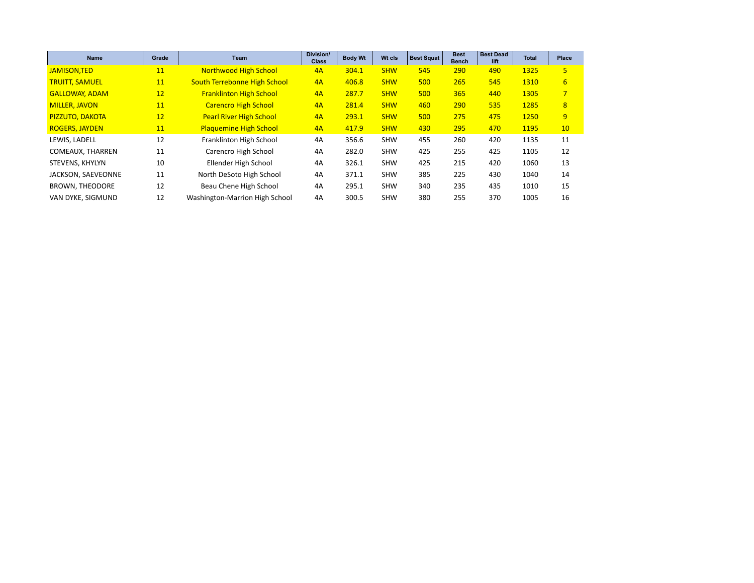| Name | Grade | Team | Division/ Class | Body Wt | Wt cls | Best Squat | Best Bench | Best Dead lift | Total | Place |
|---|---|---|---|---|---|---|---|---|---|---|
| JAMISON,TED | 11 | Northwood High School | 4A | 304.1 | SHW | 545 | 290 | 490 | 1325 | 5 |
| TRUITT, SAMUEL | 11 | South Terrebonne High School | 4A | 406.8 | SHW | 500 | 265 | 545 | 1310 | 6 |
| GALLOWAY, ADAM | 12 | Franklinton High School | 4A | 287.7 | SHW | 500 | 365 | 440 | 1305 | 7 |
| MILLER, JAVON | 11 | Carencro High School | 4A | 281.4 | SHW | 460 | 290 | 535 | 1285 | 8 |
| PIZZUTO, DAKOTA | 12 | Pearl River High School | 4A | 293.1 | SHW | 500 | 275 | 475 | 1250 | 9 |
| ROGERS, JAYDEN | 11 | Plaquemine High School | 4A | 417.9 | SHW | 430 | 295 | 470 | 1195 | 10 |
| LEWIS, LADELL | 12 | Franklinton High School | 4A | 356.6 | SHW | 455 | 260 | 420 | 1135 | 11 |
| COMEAUX, THARREN | 11 | Carencro High School | 4A | 282.0 | SHW | 425 | 255 | 425 | 1105 | 12 |
| STEVENS, KHYLYN | 10 | Ellender High School | 4A | 326.1 | SHW | 425 | 215 | 420 | 1060 | 13 |
| JACKSON, SAEVEONNE | 11 | North DeSoto High School | 4A | 371.1 | SHW | 385 | 225 | 430 | 1040 | 14 |
| BROWN, THEODORE | 12 | Beau Chene High School | 4A | 295.1 | SHW | 340 | 235 | 435 | 1010 | 15 |
| VAN DYKE, SIGMUND | 12 | Washington-Marrion High School | 4A | 300.5 | SHW | 380 | 255 | 370 | 1005 | 16 |